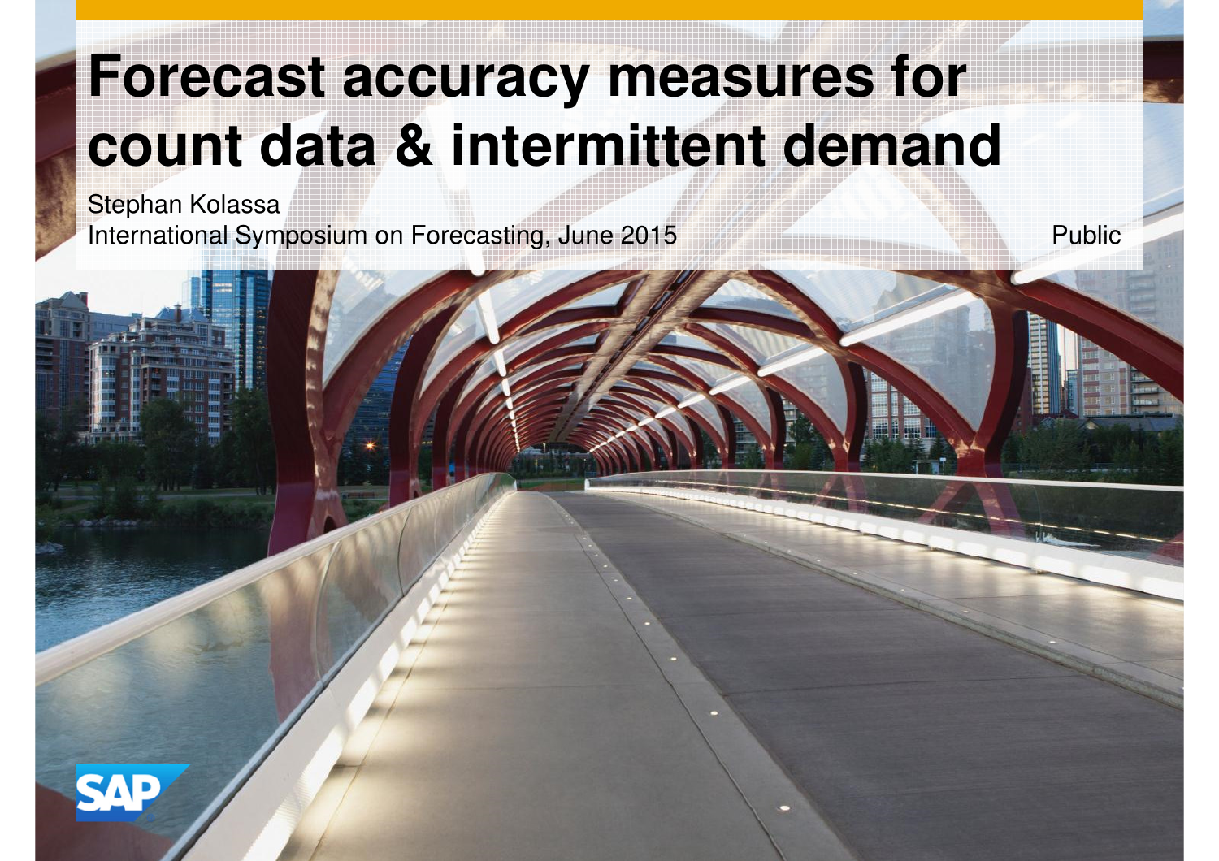# Forecast accuracy measures for count data & intermittent demand

Stephan Kolassa

International Symposium on Forecasting, June 2015

Public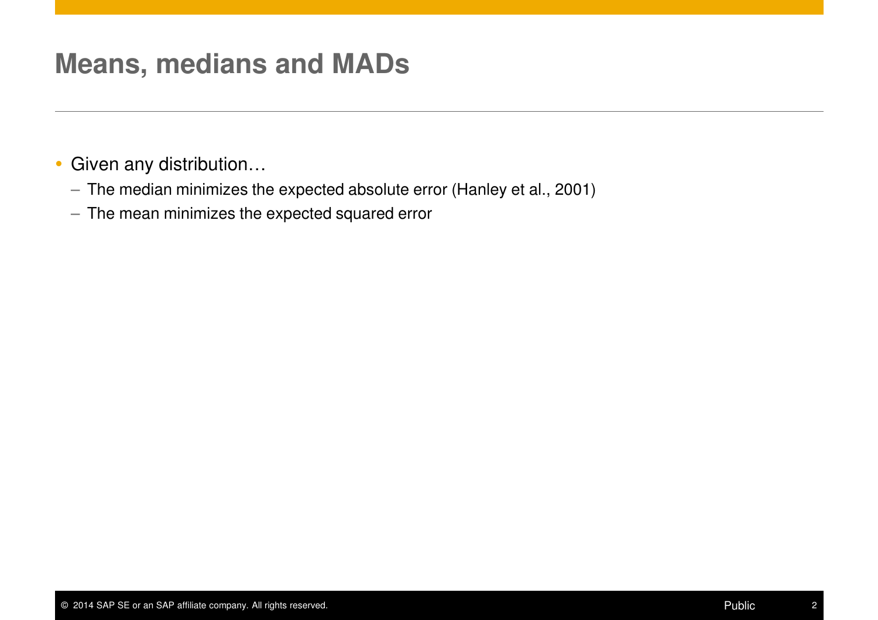# Means, medians and MADs

- Given any distribution…
  - The median minimizes the expected absolute error (Hanley et al., 2001)
  - The mean minimizes the expected squared error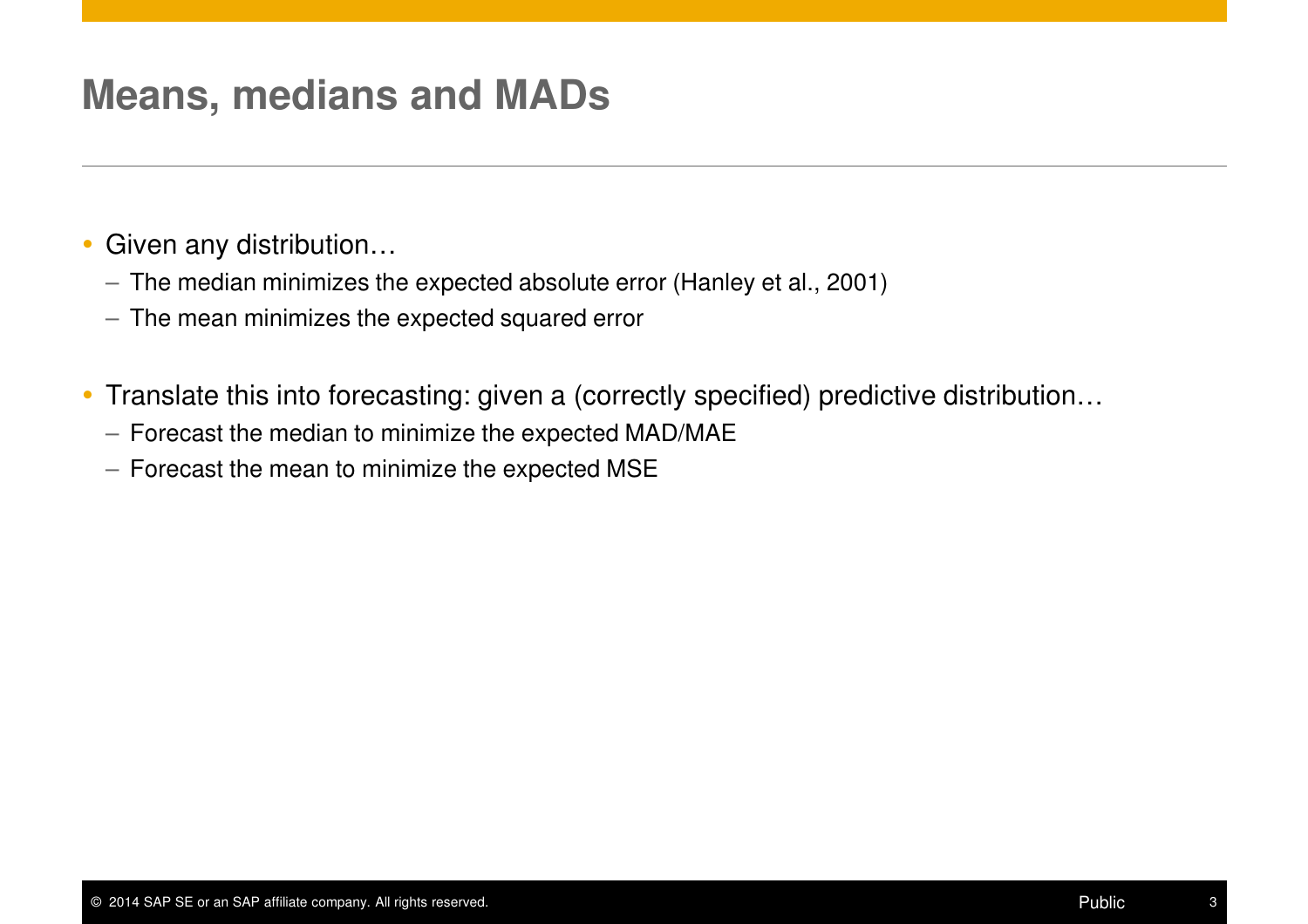# Means, medians and MADs

- Given any distribution…
  - The median minimizes the expected absolute error (Hanley et al., 2001)
  - The mean minimizes the expected squared error

- Translate this into forecasting: given a (correctly specified) predictive distribution…
  - Forecast the median to minimize the expected MAD/MAE
  - Forecast the mean to minimize the expected MSE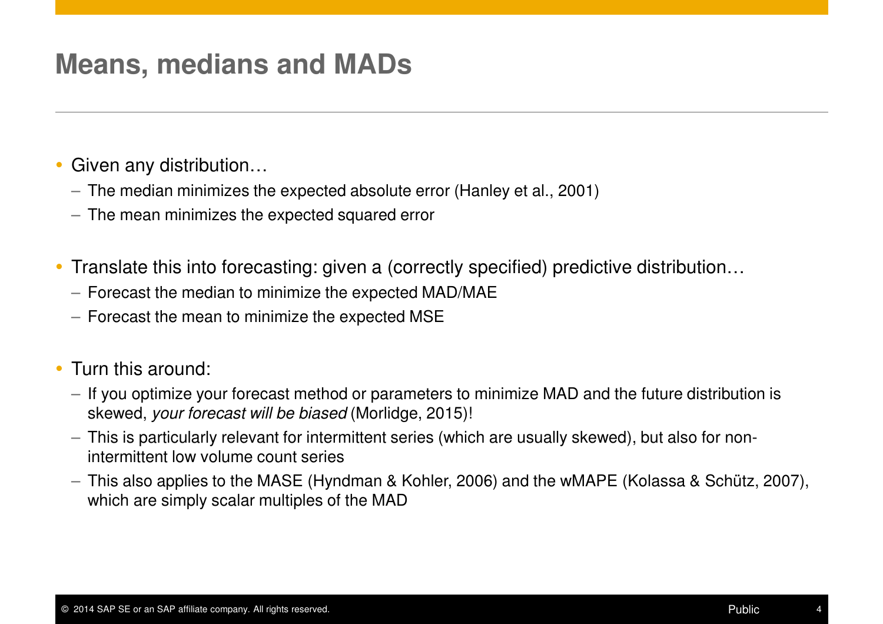# Means, medians and MADs

- Given any distribution…
  - The median minimizes the expected absolute error (Hanley et al., 2001)
  - The mean minimizes the expected squared error

- Translate this into forecasting: given a (correctly specified) predictive distribution…
  - Forecast the median to minimize the expected MAD/MAE
  - Forecast the mean to minimize the expected MSE

- Turn this around:
  - If you optimize your forecast method or parameters to minimize MAD and the future distribution is skewed, *your forecast will be biased* (Morlidge, 2015)!
  - This is particularly relevant for intermittent series (which are usually skewed), but also for non-intermittent low volume count series
  - This also applies to the MASE (Hyndman & Kohler, 2006) and the wMAPE (Kolassa & Schütz, 2007), which are simply scalar multiples of the MAD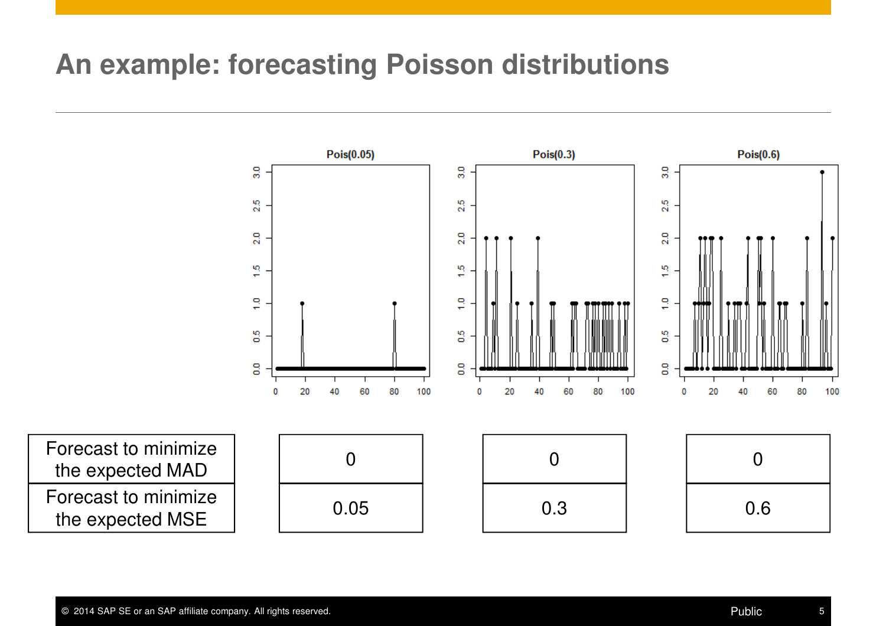# An example: forecasting Poisson distributions

| | Pois(0.05) | Pois(0.3) | Pois(0.6) |
|---|---|---|---|
| Forecast to minimize the expected MAD | 0 | 0 | 0 |
| Forecast to minimize the expected MSE | 0.05 | 0.3 | 0.6 |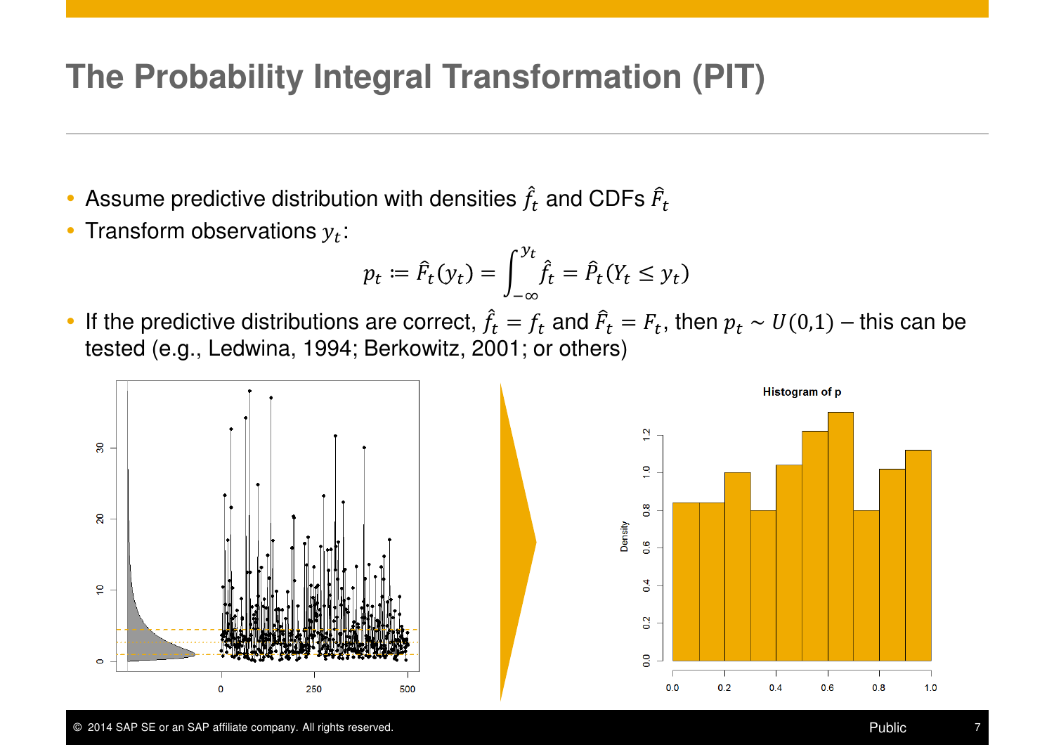# The Probability Integral Transformation (PIT)

- Assume predictive distribution with densities $\hat{f}_t$ and CDFs $\hat{F}_t$
- Transform observations $y_t$:

$$p_t := \hat{F}_t(y_t) = \int_{-\infty}^{y_t} \hat{f}_t = \hat{P}_t(Y_t \leq y_t)$$

- If the predictive distributions are correct, $\hat{f}_t = f_t$ and $\hat{F}_t = F_t$, then $p_t \sim U(0,1)$ – this can be tested (e.g., Ledwina, 1994; Berkowitz, 2001; or others)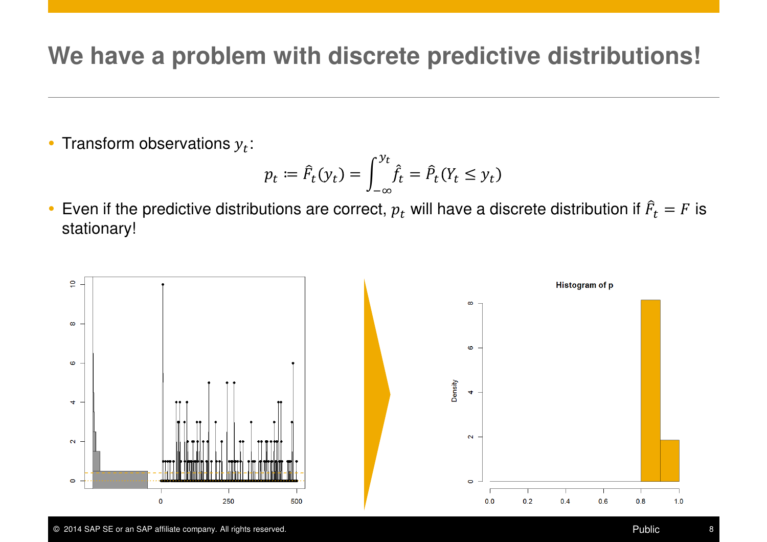# We have a problem with discrete predictive distributions!

- Transform observations $y_t$:

$$p_t := \hat{F}_t(y_t) = \int_{-\infty}^{y_t} \hat{f}_t = \hat{P}_t(Y_t \leq y_t)$$

- Even if the predictive distributions are correct, $p_t$ will have a discrete distribution if $\hat{F}_t = F$ is stationary!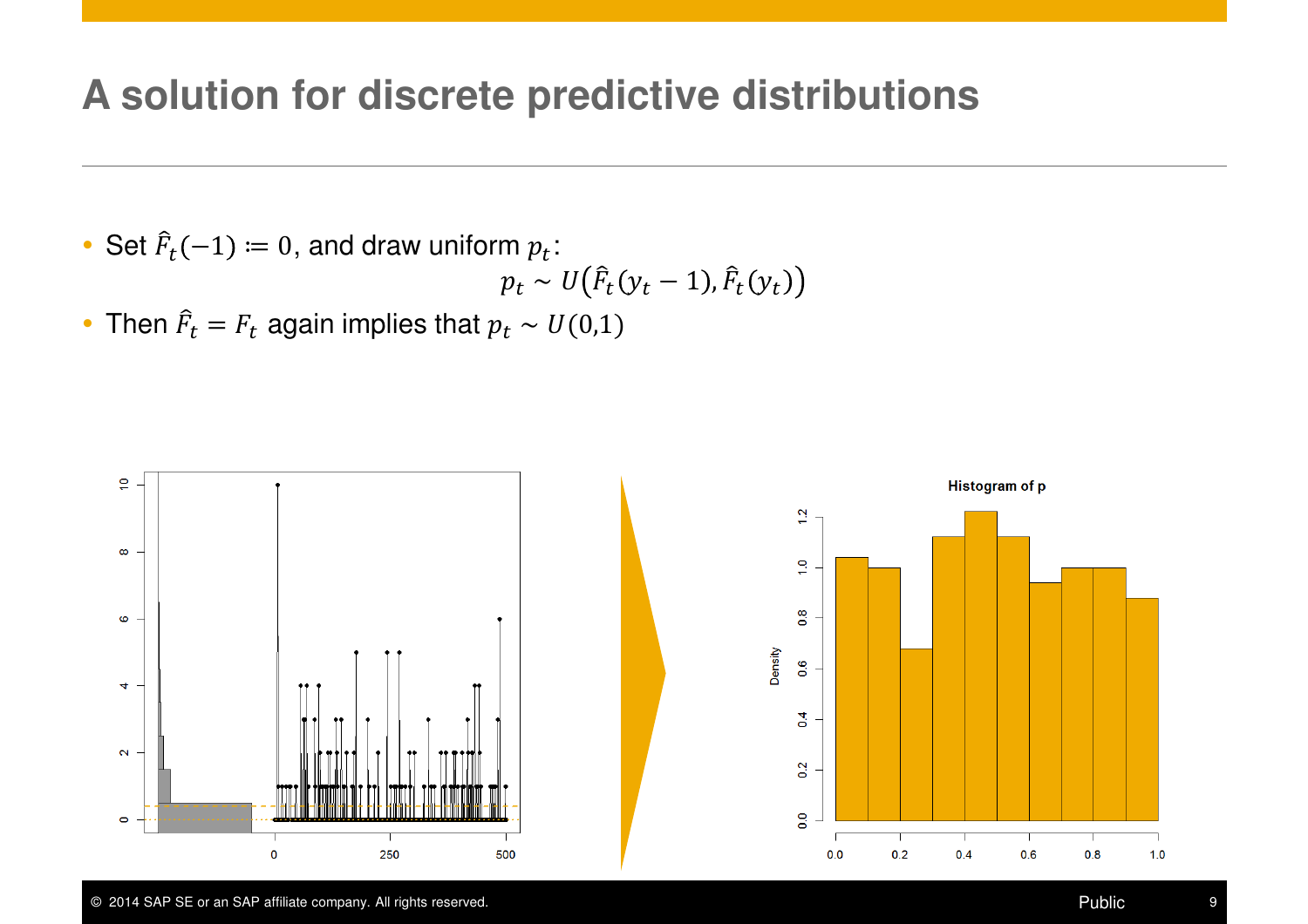# A solution for discrete predictive distributions

- Set $\hat{F}_t(-1) := 0$, and draw uniform $p_t$:

$$p_t \sim U\left(\hat{F}_t(y_t - 1), \hat{F}_t(y_t)\right)$$

- Then $\hat{F}_t = F_t$ again implies that $p_t \sim U(0,1)$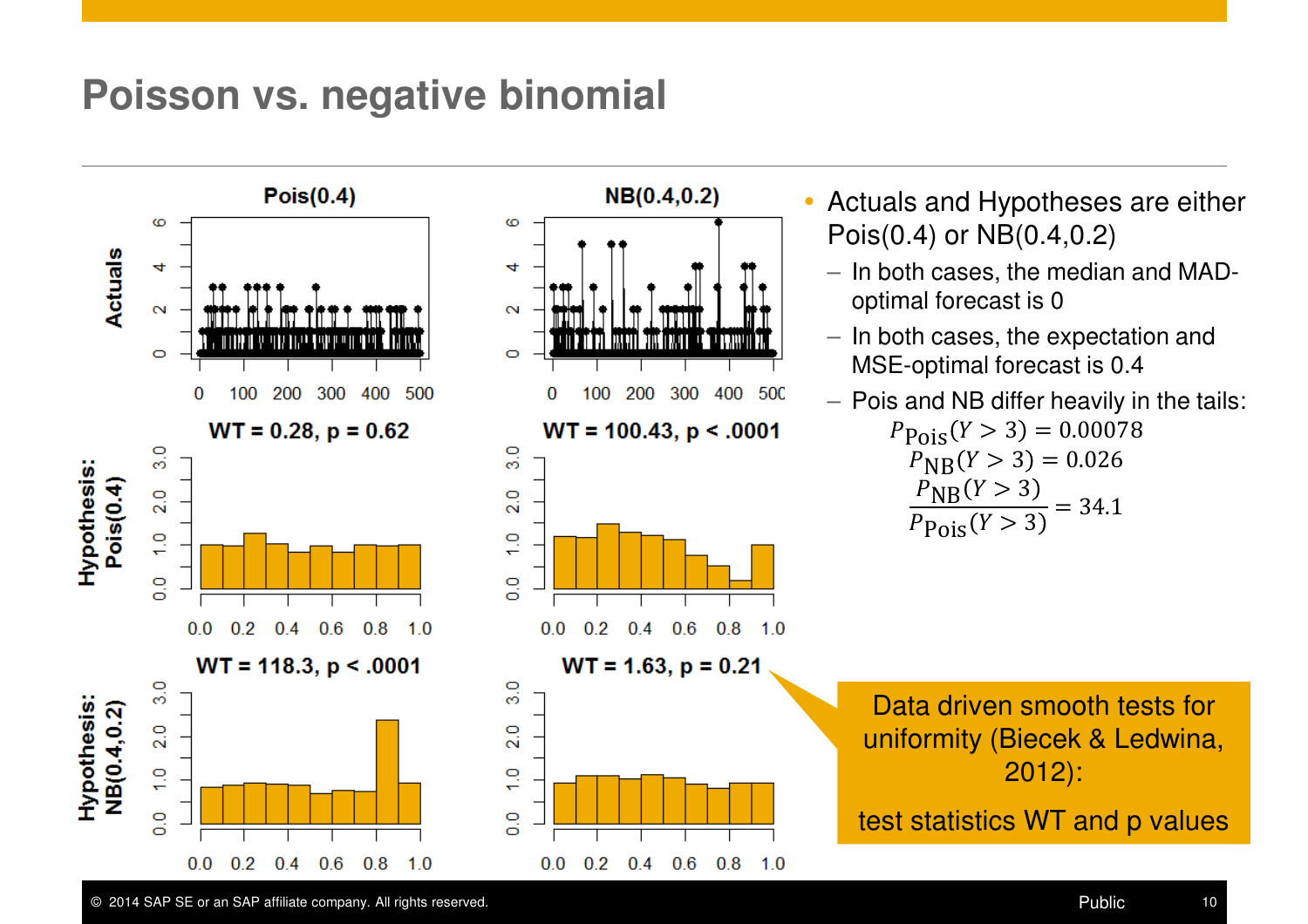# Poisson vs. negative binomial

- Actuals and Hypotheses are either Pois(0.4) or NB(0.4,0.2)
  - In both cases, the median and MAD-optimal forecast is 0
  - In both cases, the expectation and MSE-optimal forecast is 0.4
  - Pois and NB differ heavily in the tails:

$$P_{\text{Pois}}(Y > 3) = 0.00078$$

$$P_{\text{NB}}(Y > 3) = 0.026$$

$$\frac{P_{\text{NB}}(Y > 3)}{P_{\text{Pois}}(Y > 3)} = 34.1$$

Data driven smooth tests for uniformity (Biecek & Ledwina, 2012):

test statistics WT and p values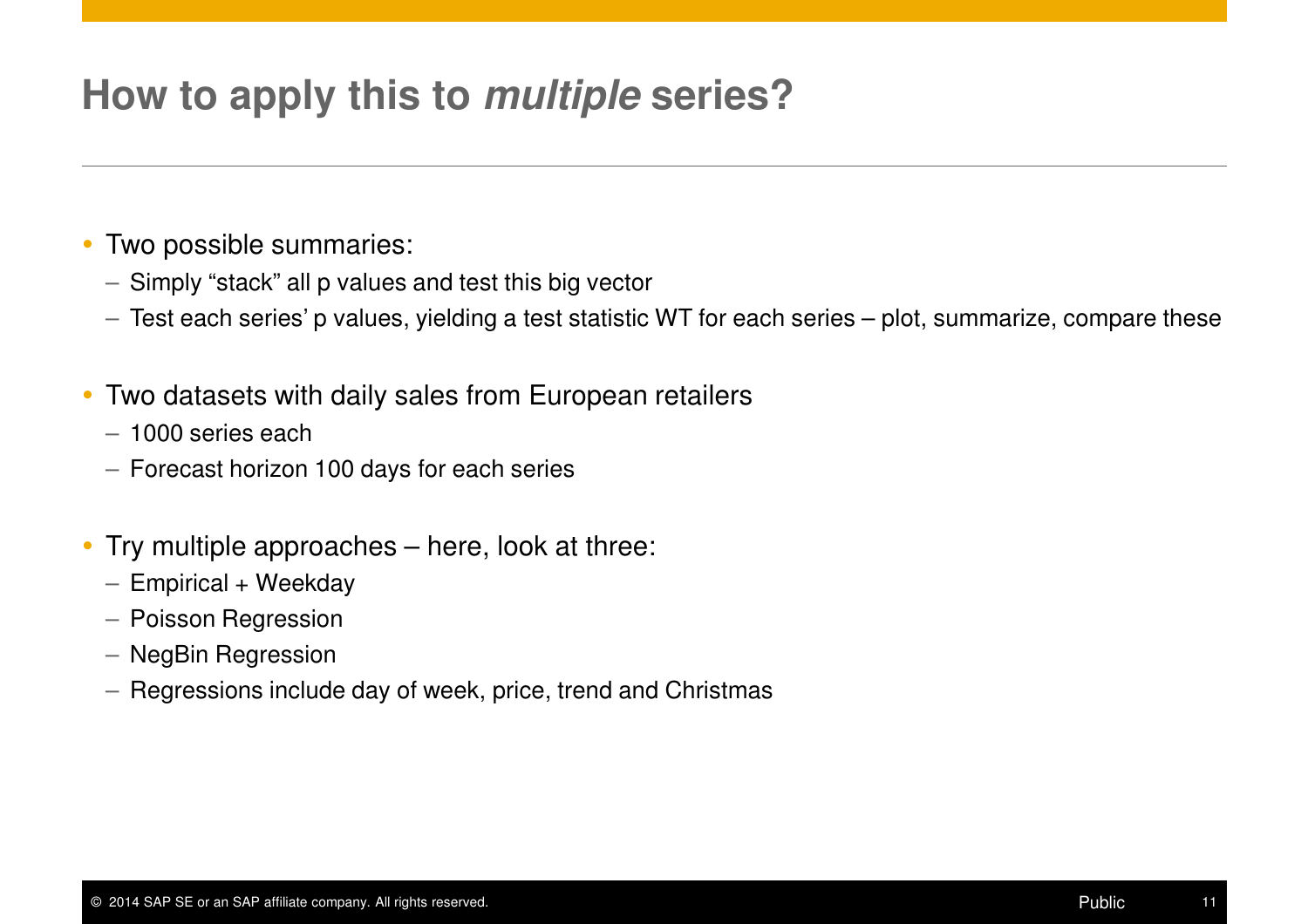# How to apply this to *multiple* series?

- Two possible summaries:
  - Simply “stack” all p values and test this big vector
  - Test each series’ p values, yielding a test statistic WT for each series – plot, summarize, compare these

- Two datasets with daily sales from European retailers
  - 1000 series each
  - Forecast horizon 100 days for each series

- Try multiple approaches – here, look at three:
  - Empirical + Weekday
  - Poisson Regression
  - NegBin Regression
  - Regressions include day of week, price, trend and Christmas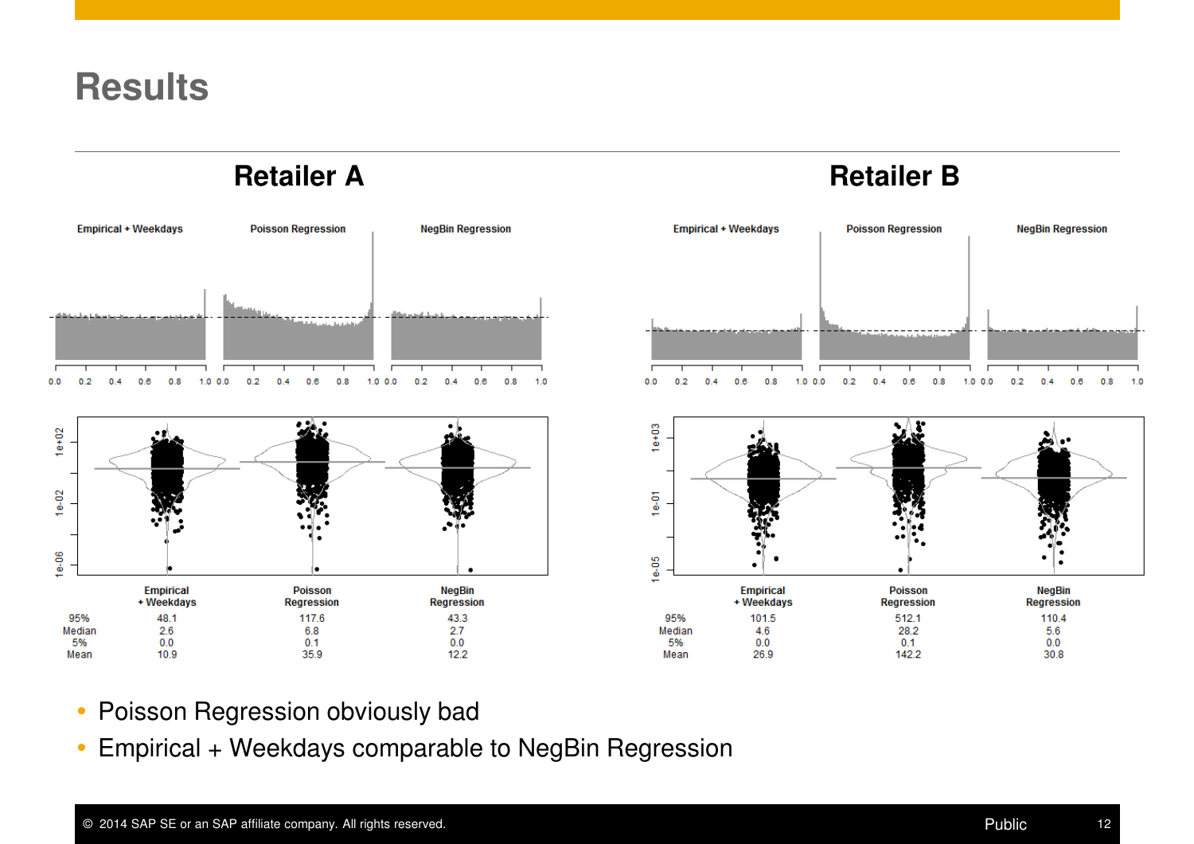# Results

## Retailer A

| | Empirical + Weekdays | Poisson Regression | NegBin Regression |
|---|---|---|---|
| 95% | 48.1 | 117.6 | 43.3 |
| Median | 2.6 | 6.8 | 2.7 |
| 5% | 0.0 | 0.1 | 0.0 |
| Mean | 10.9 | 35.9 | 12.2 |

## Retailer B

| | Empirical + Weekdays | Poisson Regression | NegBin Regression |
|---|---|---|---|
| 95% | 101.5 | 512.1 | 110.4 |
| Median | 4.6 | 28.2 | 5.6 |
| 5% | 0.0 | 0.1 | 0.0 |
| Mean | 26.9 | 142.2 | 30.8 |

- Poisson Regression obviously bad
- Empirical + Weekdays comparable to NegBin Regression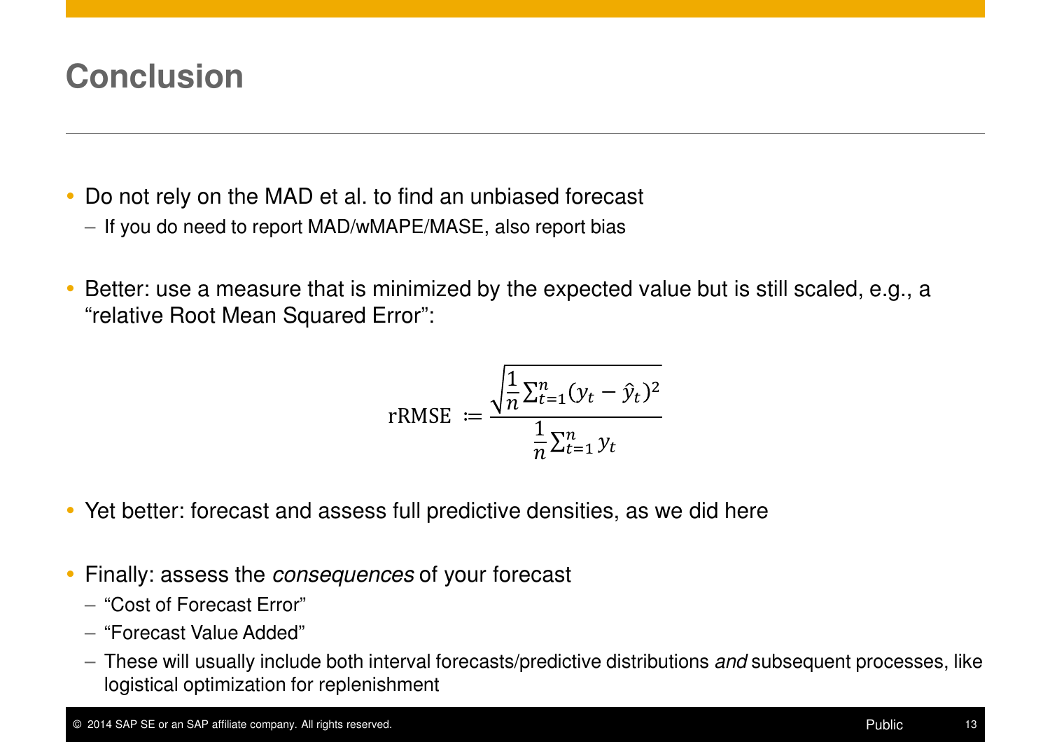# Conclusion

- Do not rely on the MAD et al. to find an unbiased forecast
  - If you do need to report MAD/wMAPE/MASE, also report bias

- Better: use a measure that is minimized by the expected value but is still scaled, e.g., a "relative Root Mean Squared Error":

$$\text{rRMSE} := \frac{\sqrt{\frac{1}{n}\sum_{t=1}^{n}(y_t - \hat{y}_t)^2}}{\frac{1}{n}\sum_{t=1}^{n} y_t}$$

- Yet better: forecast and assess full predictive densities, as we did here

- Finally: assess the *consequences* of your forecast
  - "Cost of Forecast Error"
  - "Forecast Value Added"
  - These will usually include both interval forecasts/predictive distributions *and* subsequent processes, like logistical optimization for replenishment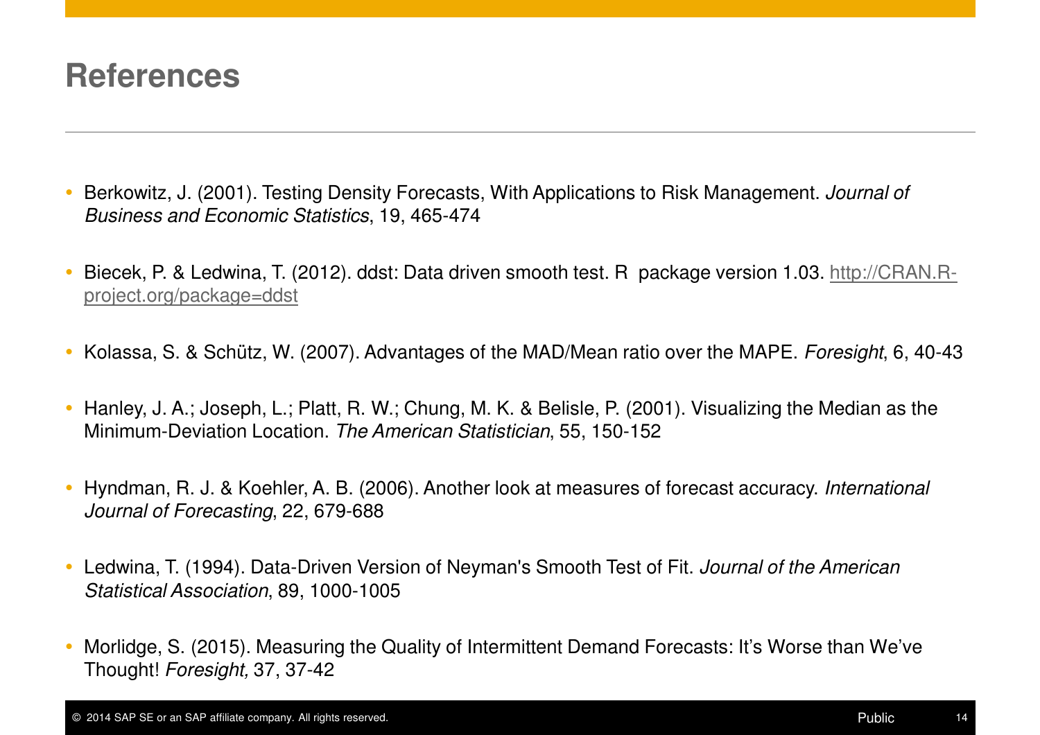# References

- Berkowitz, J. (2001). Testing Density Forecasts, With Applications to Risk Management. *Journal of Business and Economic Statistics*, 19, 465-474

- Biecek, P. & Ledwina, T. (2012). ddst: Data driven smooth test. R package version 1.03. http://CRAN.R-project.org/package=ddst

- Kolassa, S. & Schütz, W. (2007). Advantages of the MAD/Mean ratio over the MAPE. *Foresight*, 6, 40-43

- Hanley, J. A.; Joseph, L.; Platt, R. W.; Chung, M. K. & Belisle, P. (2001). Visualizing the Median as the Minimum-Deviation Location. *The American Statistician*, 55, 150-152

- Hyndman, R. J. & Koehler, A. B. (2006). Another look at measures of forecast accuracy. *International Journal of Forecasting*, 22, 679-688

- Ledwina, T. (1994). Data-Driven Version of Neyman's Smooth Test of Fit. *Journal of the American Statistical Association*, 89, 1000-1005

- Morlidge, S. (2015). Measuring the Quality of Intermittent Demand Forecasts: It's Worse than We've Thought! *Foresight,* 37, 37-42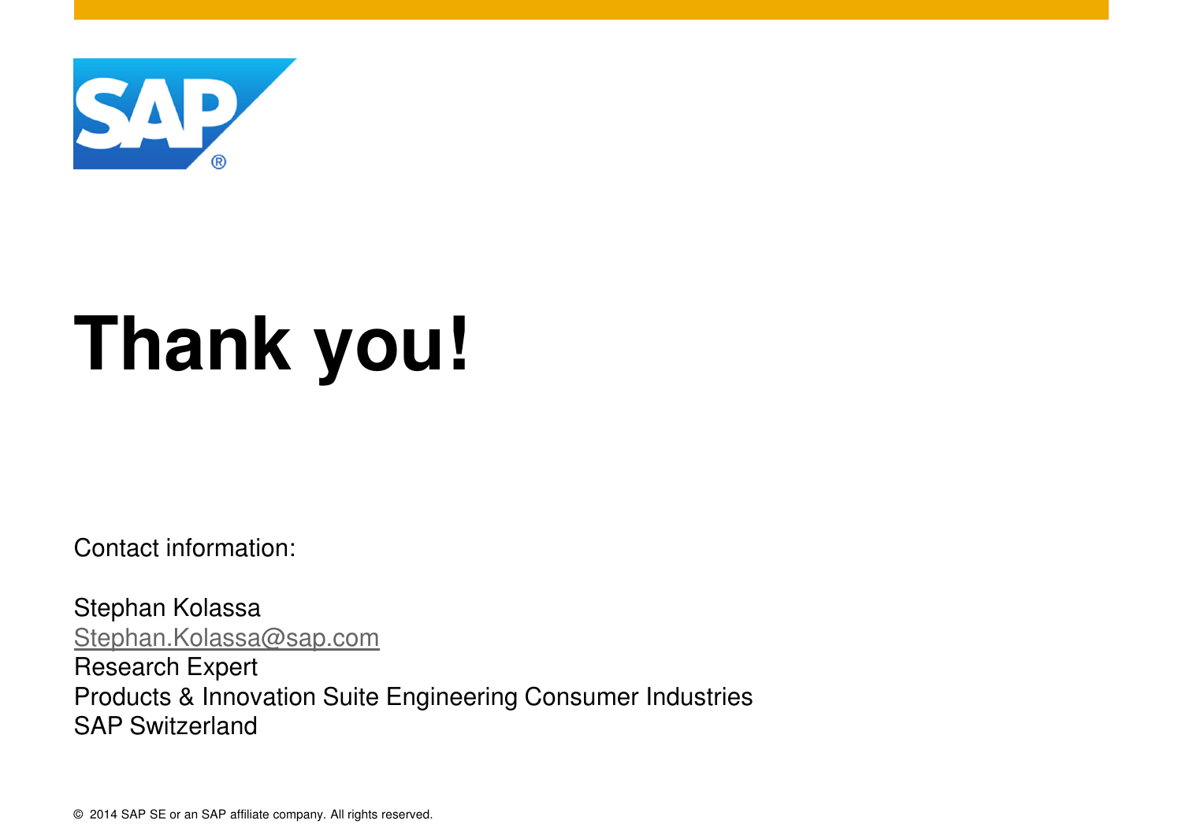# Thank you!

Contact information:

Stephan Kolassa
Stephan.Kolassa@sap.com
Research Expert
Products & Innovation Suite Engineering Consumer Industries
SAP Switzerland

© 2014 SAP SE or an SAP affiliate company. All rights reserved.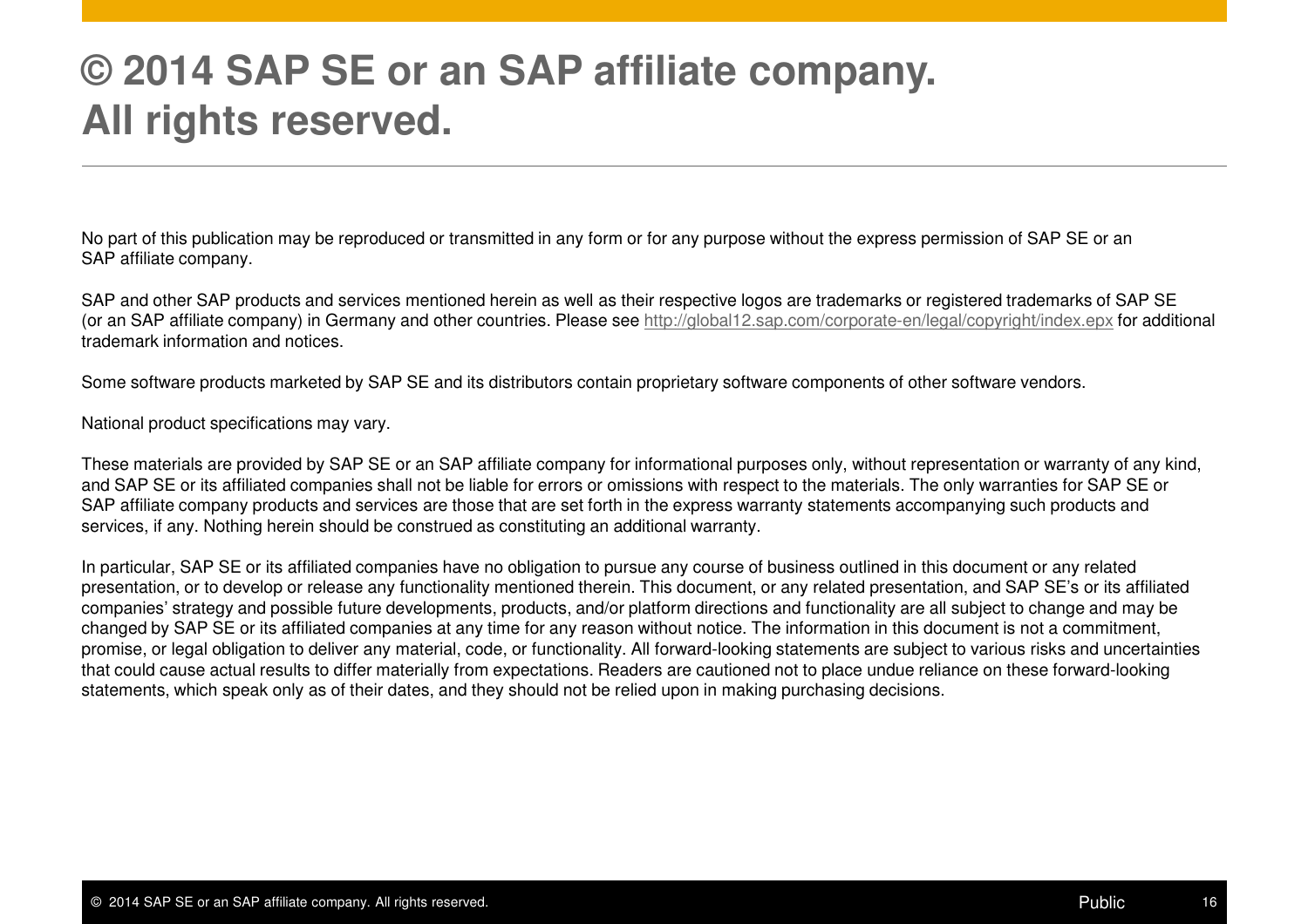# © 2014 SAP SE or an SAP affiliate company. All rights reserved.

No part of this publication may be reproduced or transmitted in any form or for any purpose without the express permission of SAP SE or an SAP affiliate company.

SAP and other SAP products and services mentioned herein as well as their respective logos are trademarks or registered trademarks of SAP SE (or an SAP affiliate company) in Germany and other countries. Please see http://global12.sap.com/corporate-en/legal/copyright/index.epx for additional trademark information and notices.

Some software products marketed by SAP SE and its distributors contain proprietary software components of other software vendors.

National product specifications may vary.

These materials are provided by SAP SE or an SAP affiliate company for informational purposes only, without representation or warranty of any kind, and SAP SE or its affiliated companies shall not be liable for errors or omissions with respect to the materials. The only warranties for SAP SE or SAP affiliate company products and services are those that are set forth in the express warranty statements accompanying such products and services, if any. Nothing herein should be construed as constituting an additional warranty.

In particular, SAP SE or its affiliated companies have no obligation to pursue any course of business outlined in this document or any related presentation, or to develop or release any functionality mentioned therein. This document, or any related presentation, and SAP SE's or its affiliated companies' strategy and possible future developments, products, and/or platform directions and functionality are all subject to change and may be changed by SAP SE or its affiliated companies at any time for any reason without notice. The information in this document is not a commitment, promise, or legal obligation to deliver any material, code, or functionality. All forward-looking statements are subject to various risks and uncertainties that could cause actual results to differ materially from expectations. Readers are cautioned not to place undue reliance on these forward-looking statements, which speak only as of their dates, and they should not be relied upon in making purchasing decisions.